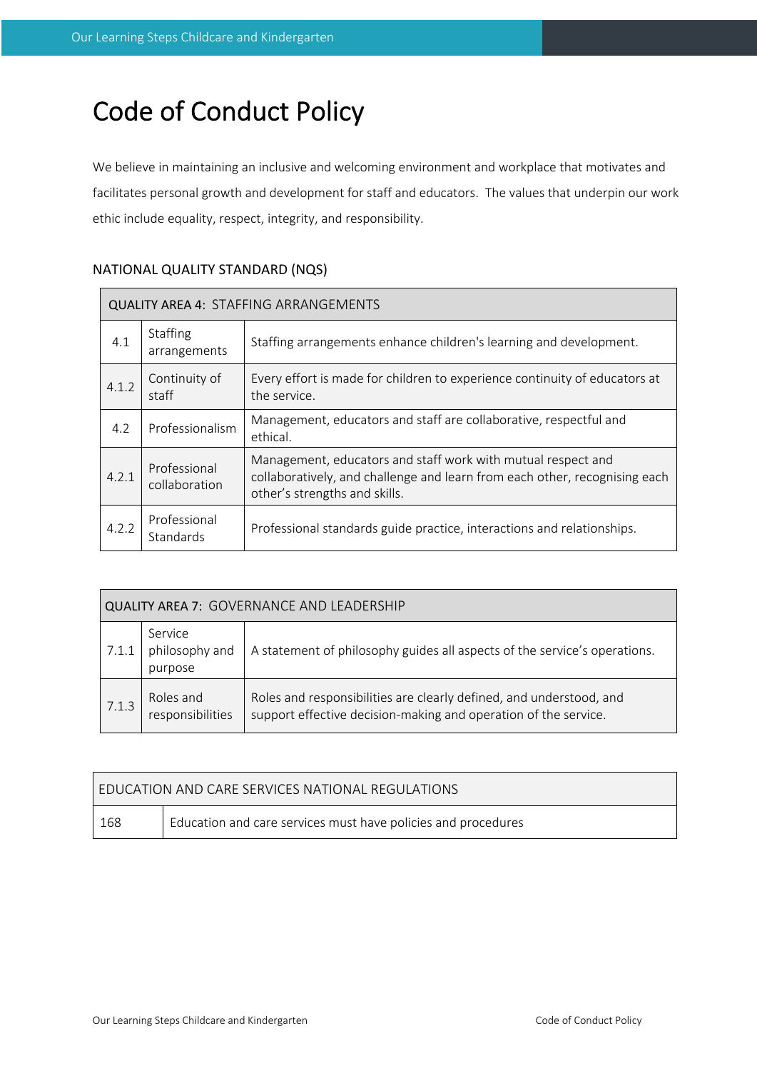# Code of Conduct Policy

We believe in maintaining an inclusive and welcoming environment and workplace that motivates and facilitates personal growth and development for staff and educators. The values that underpin our work ethic include equality, respect, integrity, and responsibility.

## NATIONAL QUALITY STANDARD (NQS)

| QUALITY AREA 4: STAFFING ARRANGEMENTS | | |
|---|---|---|
| 4.1 | Staffing arrangements | Staffing arrangements enhance children's learning and development. |
| 4.1.2 | Continuity of staff | Every effort is made for children to experience continuity of educators at the service. |
| 4.2 | Professionalism | Management, educators and staff are collaborative, respectful and ethical. |
| 4.2.1 | Professional collaboration | Management, educators and staff work with mutual respect and collaboratively, and challenge and learn from each other, recognising each other's strengths and skills. |
| 4.2.2 | Professional Standards | Professional standards guide practice, interactions and relationships. |

| QUALITY AREA 7: GOVERNANCE AND LEADERSHIP | | |
|---|---|---|
| 7.1.1 | Service philosophy and purpose | A statement of philosophy guides all aspects of the service's operations. |
| 7.1.3 | Roles and responsibilities | Roles and responsibilities are clearly defined, and understood, and support effective decision-making and operation of the service. |

| EDUCATION AND CARE SERVICES NATIONAL REGULATIONS | |
|---|---|
| 168 | Education and care services must have policies and procedures |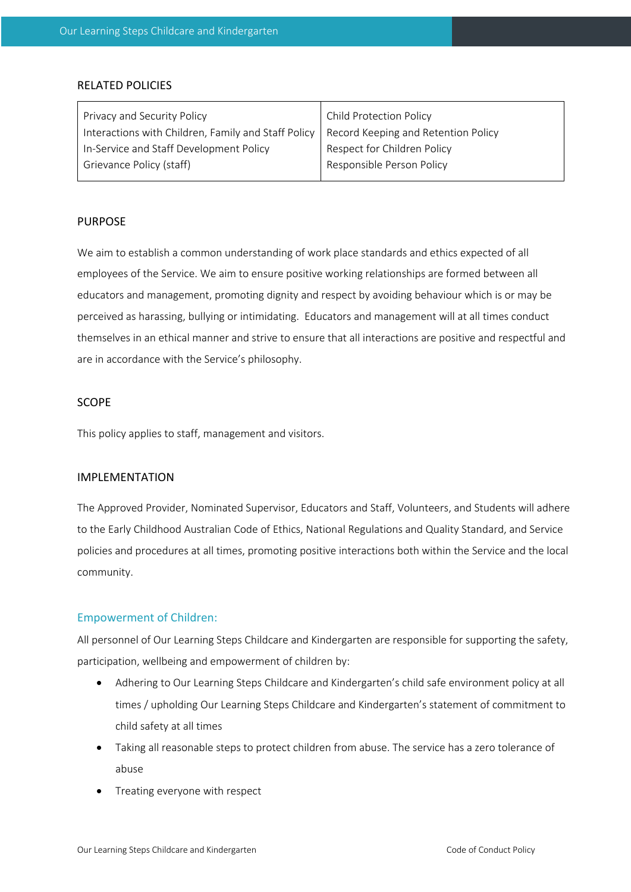## RELATED POLICIES

| | |
|---|---|
| Privacy and Security Policy<br>Interactions with Children, Family and Staff Policy<br>In-Service and Staff Development Policy<br>Grievance Policy (staff) | Child Protection Policy<br>Record Keeping and Retention Policy<br>Respect for Children Policy<br>Responsible Person Policy |

## PURPOSE

We aim to establish a common understanding of work place standards and ethics expected of all employees of the Service. We aim to ensure positive working relationships are formed between all educators and management, promoting dignity and respect by avoiding behaviour which is or may be perceived as harassing, bullying or intimidating. Educators and management will at all times conduct themselves in an ethical manner and strive to ensure that all interactions are positive and respectful and are in accordance with the Service's philosophy.

## SCOPE

This policy applies to staff, management and visitors.

## IMPLEMENTATION

The Approved Provider, Nominated Supervisor, Educators and Staff, Volunteers, and Students will adhere to the Early Childhood Australian Code of Ethics, National Regulations and Quality Standard, and Service policies and procedures at all times, promoting positive interactions both within the Service and the local community.

### Empowerment of Children:

All personnel of Our Learning Steps Childcare and Kindergarten are responsible for supporting the safety, participation, wellbeing and empowerment of children by:

- Adhering to Our Learning Steps Childcare and Kindergarten's child safe environment policy at all times / upholding Our Learning Steps Childcare and Kindergarten's statement of commitment to child safety at all times
- Taking all reasonable steps to protect children from abuse. The service has a zero tolerance of abuse
- Treating everyone with respect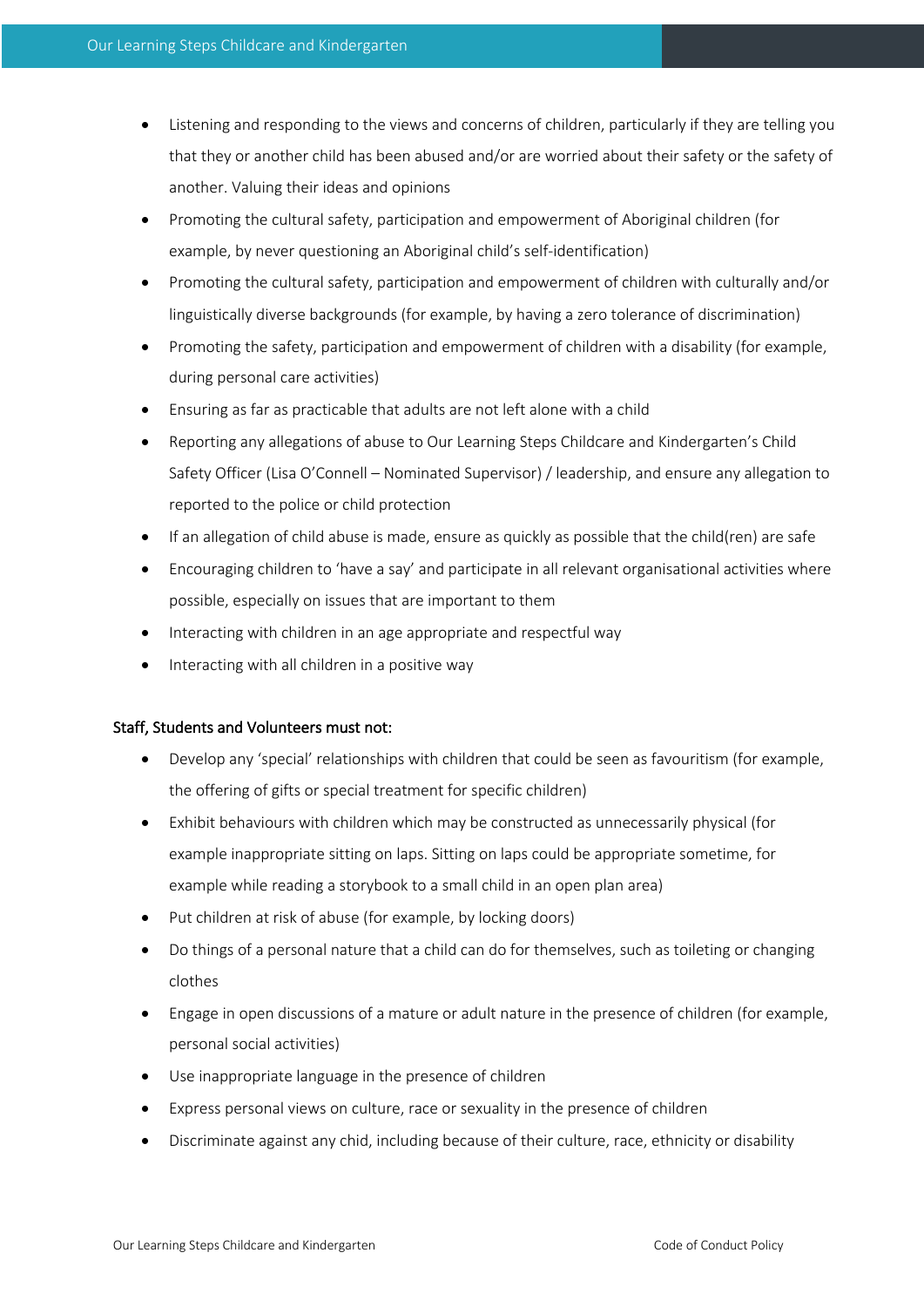- Listening and responding to the views and concerns of children, particularly if they are telling you that they or another child has been abused and/or are worried about their safety or the safety of another. Valuing their ideas and opinions
- Promoting the cultural safety, participation and empowerment of Aboriginal children (for example, by never questioning an Aboriginal child's self-identification)
- Promoting the cultural safety, participation and empowerment of children with culturally and/or linguistically diverse backgrounds (for example, by having a zero tolerance of discrimination)
- Promoting the safety, participation and empowerment of children with a disability (for example, during personal care activities)
- Ensuring as far as practicable that adults are not left alone with a child
- Reporting any allegations of abuse to Our Learning Steps Childcare and Kindergarten's Child Safety Officer (Lisa O'Connell – Nominated Supervisor) / leadership, and ensure any allegation to reported to the police or child protection
- If an allegation of child abuse is made, ensure as quickly as possible that the child(ren) are safe
- Encouraging children to 'have a say' and participate in all relevant organisational activities where possible, especially on issues that are important to them
- Interacting with children in an age appropriate and respectful way
- Interacting with all children in a positive way

**Staff, Students and Volunteers must not:**

- Develop any 'special' relationships with children that could be seen as favouritism (for example, the offering of gifts or special treatment for specific children)
- Exhibit behaviours with children which may be constructed as unnecessarily physical (for example inappropriate sitting on laps. Sitting on laps could be appropriate sometime, for example while reading a storybook to a small child in an open plan area)
- Put children at risk of abuse (for example, by locking doors)
- Do things of a personal nature that a child can do for themselves, such as toileting or changing clothes
- Engage in open discussions of a mature or adult nature in the presence of children (for example, personal social activities)
- Use inappropriate language in the presence of children
- Express personal views on culture, race or sexuality in the presence of children
- Discriminate against any chid, including because of their culture, race, ethnicity or disability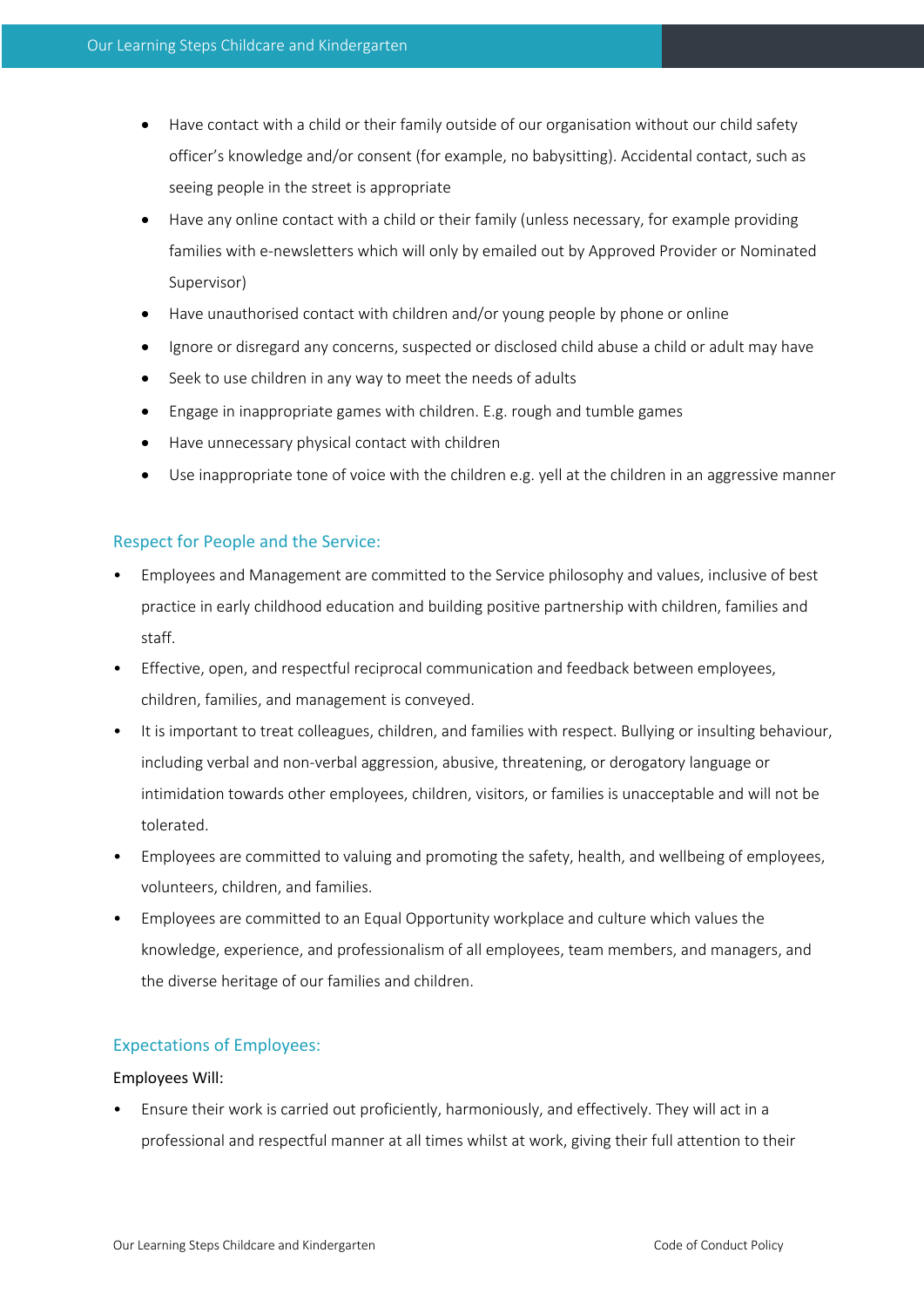- Have contact with a child or their family outside of our organisation without our child safety officer's knowledge and/or consent (for example, no babysitting). Accidental contact, such as seeing people in the street is appropriate
- Have any online contact with a child or their family (unless necessary, for example providing families with e-newsletters which will only by emailed out by Approved Provider or Nominated Supervisor)
- Have unauthorised contact with children and/or young people by phone or online
- Ignore or disregard any concerns, suspected or disclosed child abuse a child or adult may have
- Seek to use children in any way to meet the needs of adults
- Engage in inappropriate games with children. E.g. rough and tumble games
- Have unnecessary physical contact with children
- Use inappropriate tone of voice with the children e.g. yell at the children in an aggressive manner

## Respect for People and the Service:

- Employees and Management are committed to the Service philosophy and values, inclusive of best practice in early childhood education and building positive partnership with children, families and staff.
- Effective, open, and respectful reciprocal communication and feedback between employees, children, families, and management is conveyed.
- It is important to treat colleagues, children, and families with respect. Bullying or insulting behaviour, including verbal and non-verbal aggression, abusive, threatening, or derogatory language or intimidation towards other employees, children, visitors, or families is unacceptable and will not be tolerated.
- Employees are committed to valuing and promoting the safety, health, and wellbeing of employees, volunteers, children, and families.
- Employees are committed to an Equal Opportunity workplace and culture which values the knowledge, experience, and professionalism of all employees, team members, and managers, and the diverse heritage of our families and children.

## Expectations of Employees:

Employees Will:

- Ensure their work is carried out proficiently, harmoniously, and effectively. They will act in a professional and respectful manner at all times whilst at work, giving their full attention to their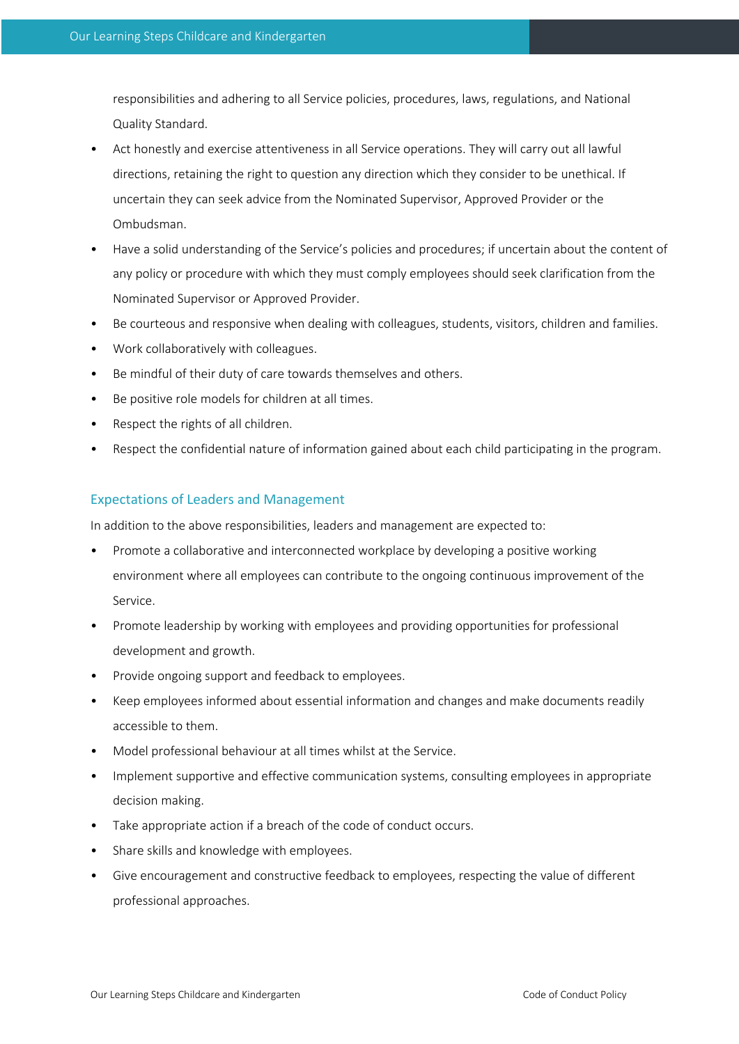responsibilities and adhering to all Service policies, procedures, laws, regulations, and National Quality Standard.

- Act honestly and exercise attentiveness in all Service operations. They will carry out all lawful directions, retaining the right to question any direction which they consider to be unethical. If uncertain they can seek advice from the Nominated Supervisor, Approved Provider or the Ombudsman.
- Have a solid understanding of the Service's policies and procedures; if uncertain about the content of any policy or procedure with which they must comply employees should seek clarification from the Nominated Supervisor or Approved Provider.
- Be courteous and responsive when dealing with colleagues, students, visitors, children and families.
- Work collaboratively with colleagues.
- Be mindful of their duty of care towards themselves and others.
- Be positive role models for children at all times.
- Respect the rights of all children.
- Respect the confidential nature of information gained about each child participating in the program.

## Expectations of Leaders and Management

In addition to the above responsibilities, leaders and management are expected to:

- Promote a collaborative and interconnected workplace by developing a positive working environment where all employees can contribute to the ongoing continuous improvement of the Service.
- Promote leadership by working with employees and providing opportunities for professional development and growth.
- Provide ongoing support and feedback to employees.
- Keep employees informed about essential information and changes and make documents readily accessible to them.
- Model professional behaviour at all times whilst at the Service.
- Implement supportive and effective communication systems, consulting employees in appropriate decision making.
- Take appropriate action if a breach of the code of conduct occurs.
- Share skills and knowledge with employees.
- Give encouragement and constructive feedback to employees, respecting the value of different professional approaches.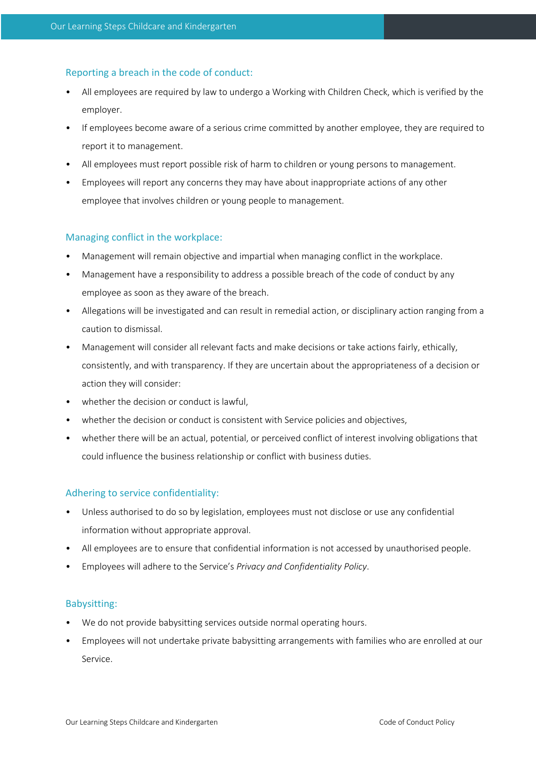## Reporting a breach in the code of conduct:

- All employees are required by law to undergo a Working with Children Check, which is verified by the employer.
- If employees become aware of a serious crime committed by another employee, they are required to report it to management.
- All employees must report possible risk of harm to children or young persons to management.
- Employees will report any concerns they may have about inappropriate actions of any other employee that involves children or young people to management.

## Managing conflict in the workplace:

- Management will remain objective and impartial when managing conflict in the workplace.
- Management have a responsibility to address a possible breach of the code of conduct by any employee as soon as they aware of the breach.
- Allegations will be investigated and can result in remedial action, or disciplinary action ranging from a caution to dismissal.
- Management will consider all relevant facts and make decisions or take actions fairly, ethically, consistently, and with transparency. If they are uncertain about the appropriateness of a decision or action they will consider:
- whether the decision or conduct is lawful,
- whether the decision or conduct is consistent with Service policies and objectives,
- whether there will be an actual, potential, or perceived conflict of interest involving obligations that could influence the business relationship or conflict with business duties.

## Adhering to service confidentiality:

- Unless authorised to do so by legislation, employees must not disclose or use any confidential information without appropriate approval.
- All employees are to ensure that confidential information is not accessed by unauthorised people.
- Employees will adhere to the Service's *Privacy and Confidentiality Policy*.

## Babysitting:

- We do not provide babysitting services outside normal operating hours.
- Employees will not undertake private babysitting arrangements with families who are enrolled at our Service.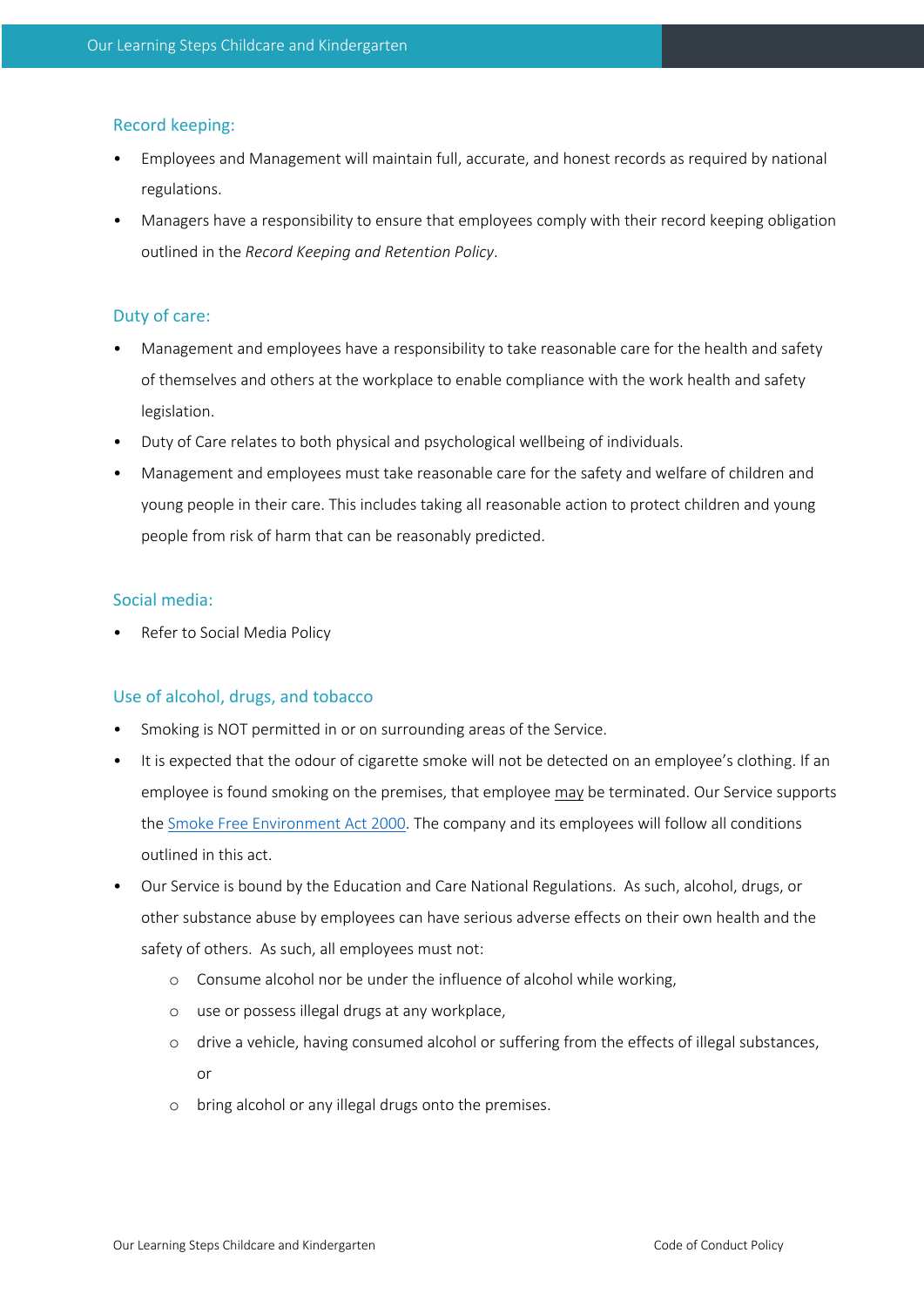## Record keeping:

- Employees and Management will maintain full, accurate, and honest records as required by national regulations.
- Managers have a responsibility to ensure that employees comply with their record keeping obligation outlined in the *Record Keeping and Retention Policy*.

## Duty of care:

- Management and employees have a responsibility to take reasonable care for the health and safety of themselves and others at the workplace to enable compliance with the work health and safety legislation.
- Duty of Care relates to both physical and psychological wellbeing of individuals.
- Management and employees must take reasonable care for the safety and welfare of children and young people in their care. This includes taking all reasonable action to protect children and young people from risk of harm that can be reasonably predicted.

## Social media:

- Refer to Social Media Policy

## Use of alcohol, drugs, and tobacco

- Smoking is NOT permitted in or on surrounding areas of the Service.
- It is expected that the odour of cigarette smoke will not be detected on an employee's clothing. If an employee is found smoking on the premises, that employee <u>may</u> be terminated. Our Service supports the Smoke Free Environment Act 2000. The company and its employees will follow all conditions outlined in this act.
- Our Service is bound by the Education and Care National Regulations. As such, alcohol, drugs, or other substance abuse by employees can have serious adverse effects on their own health and the safety of others. As such, all employees must not:
    - Consume alcohol nor be under the influence of alcohol while working,
    - use or possess illegal drugs at any workplace,
    - drive a vehicle, having consumed alcohol or suffering from the effects of illegal substances, or
    - bring alcohol or any illegal drugs onto the premises.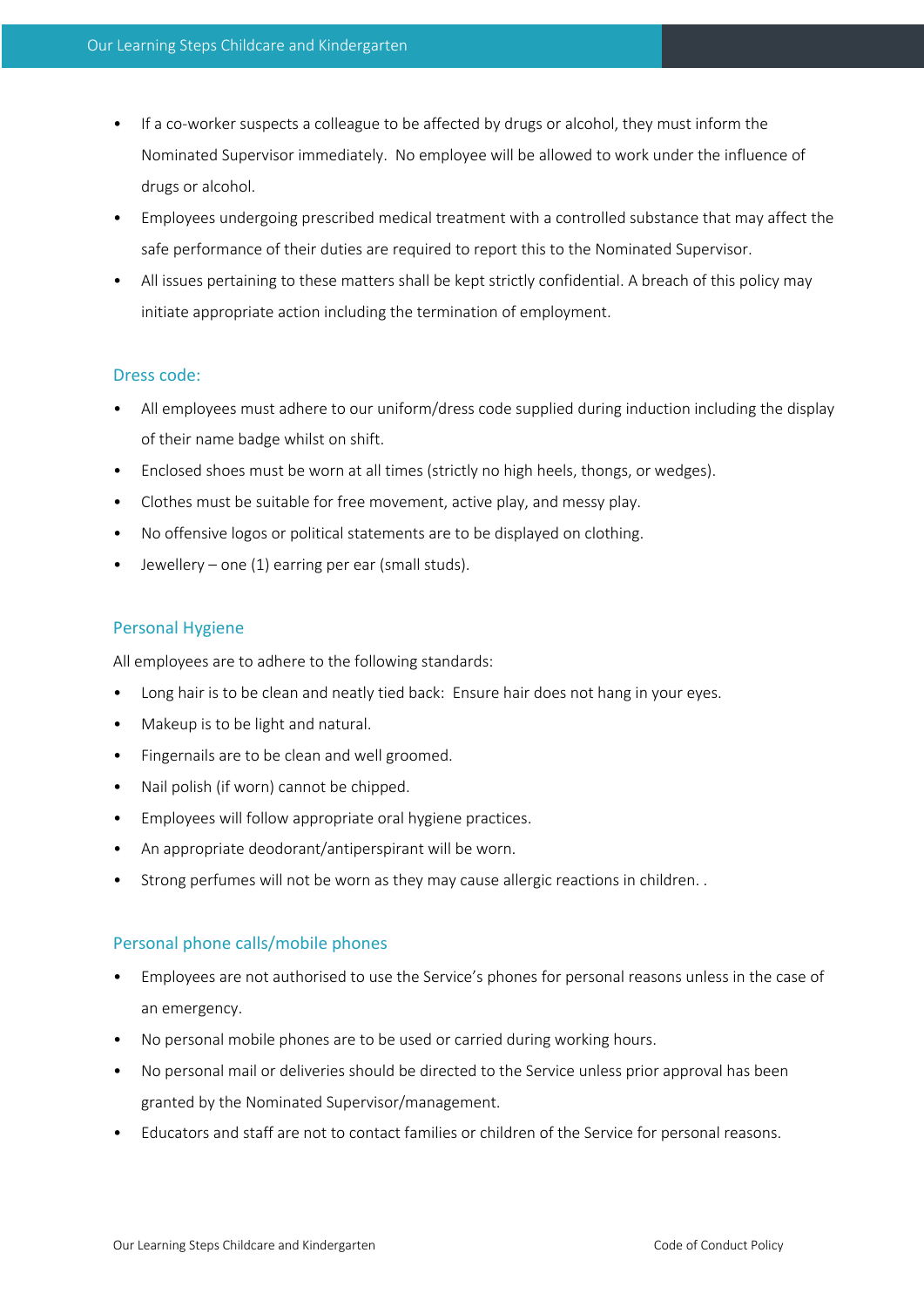- If a co-worker suspects a colleague to be affected by drugs or alcohol, they must inform the Nominated Supervisor immediately. No employee will be allowed to work under the influence of drugs or alcohol.
- Employees undergoing prescribed medical treatment with a controlled substance that may affect the safe performance of their duties are required to report this to the Nominated Supervisor.
- All issues pertaining to these matters shall be kept strictly confidential. A breach of this policy may initiate appropriate action including the termination of employment.

### Dress code:

- All employees must adhere to our uniform/dress code supplied during induction including the display of their name badge whilst on shift.
- Enclosed shoes must be worn at all times (strictly no high heels, thongs, or wedges).
- Clothes must be suitable for free movement, active play, and messy play.
- No offensive logos or political statements are to be displayed on clothing.
- Jewellery – one (1) earring per ear (small studs).

### Personal Hygiene

All employees are to adhere to the following standards:

- Long hair is to be clean and neatly tied back: Ensure hair does not hang in your eyes.
- Makeup is to be light and natural.
- Fingernails are to be clean and well groomed.
- Nail polish (if worn) cannot be chipped.
- Employees will follow appropriate oral hygiene practices.
- An appropriate deodorant/antiperspirant will be worn.
- Strong perfumes will not be worn as they may cause allergic reactions in children. .

### Personal phone calls/mobile phones

- Employees are not authorised to use the Service's phones for personal reasons unless in the case of an emergency.
- No personal mobile phones are to be used or carried during working hours.
- No personal mail or deliveries should be directed to the Service unless prior approval has been granted by the Nominated Supervisor/management.
- Educators and staff are not to contact families or children of the Service for personal reasons.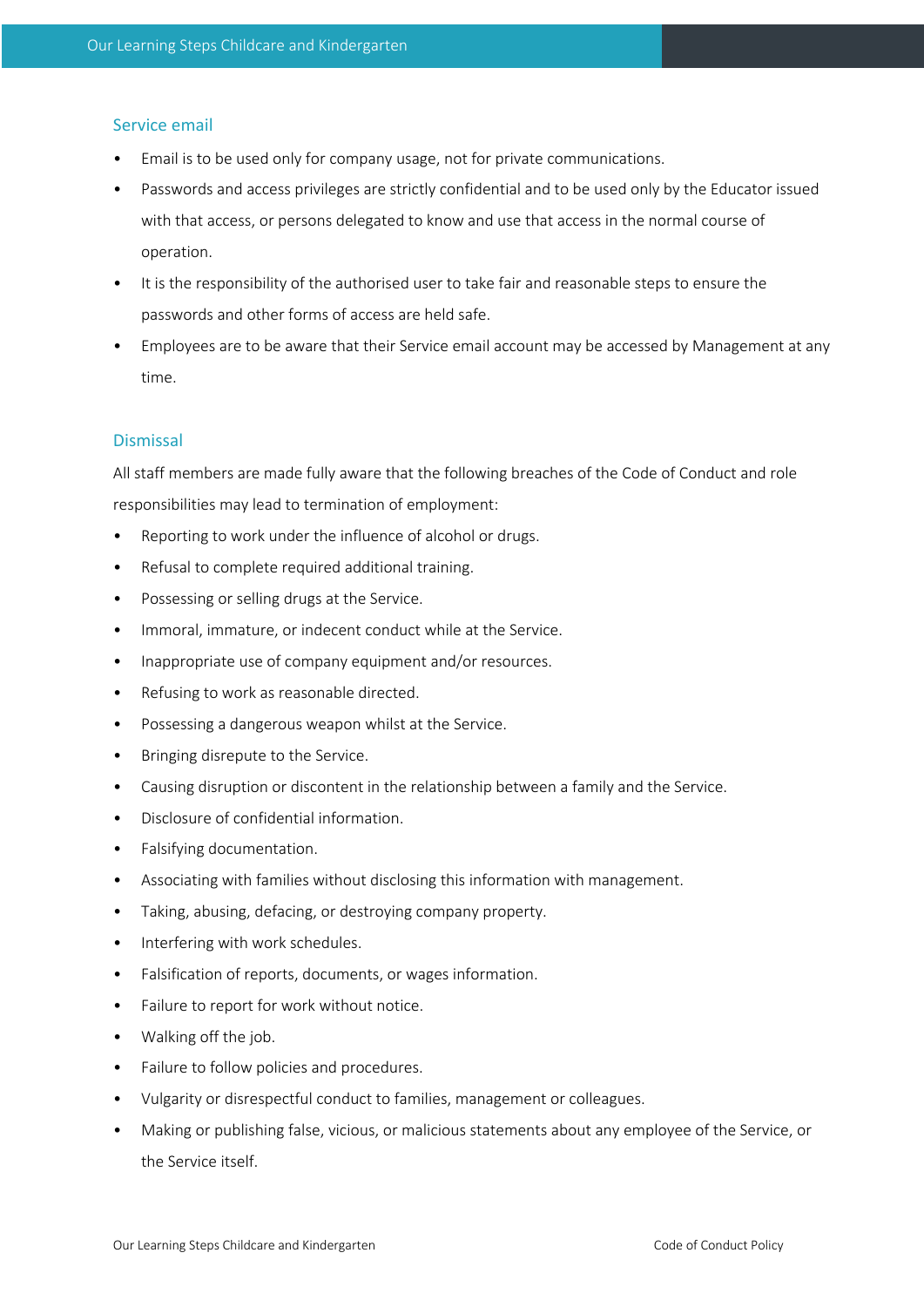## Service email

- Email is to be used only for company usage, not for private communications.
- Passwords and access privileges are strictly confidential and to be used only by the Educator issued with that access, or persons delegated to know and use that access in the normal course of operation.
- It is the responsibility of the authorised user to take fair and reasonable steps to ensure the passwords and other forms of access are held safe.
- Employees are to be aware that their Service email account may be accessed by Management at any time.

## Dismissal

All staff members are made fully aware that the following breaches of the Code of Conduct and role responsibilities may lead to termination of employment:

- Reporting to work under the influence of alcohol or drugs.
- Refusal to complete required additional training.
- Possessing or selling drugs at the Service.
- Immoral, immature, or indecent conduct while at the Service.
- Inappropriate use of company equipment and/or resources.
- Refusing to work as reasonable directed.
- Possessing a dangerous weapon whilst at the Service.
- Bringing disrepute to the Service.
- Causing disruption or discontent in the relationship between a family and the Service.
- Disclosure of confidential information.
- Falsifying documentation.
- Associating with families without disclosing this information with management.
- Taking, abusing, defacing, or destroying company property.
- Interfering with work schedules.
- Falsification of reports, documents, or wages information.
- Failure to report for work without notice.
- Walking off the job.
- Failure to follow policies and procedures.
- Vulgarity or disrespectful conduct to families, management or colleagues.
- Making or publishing false, vicious, or malicious statements about any employee of the Service, or the Service itself.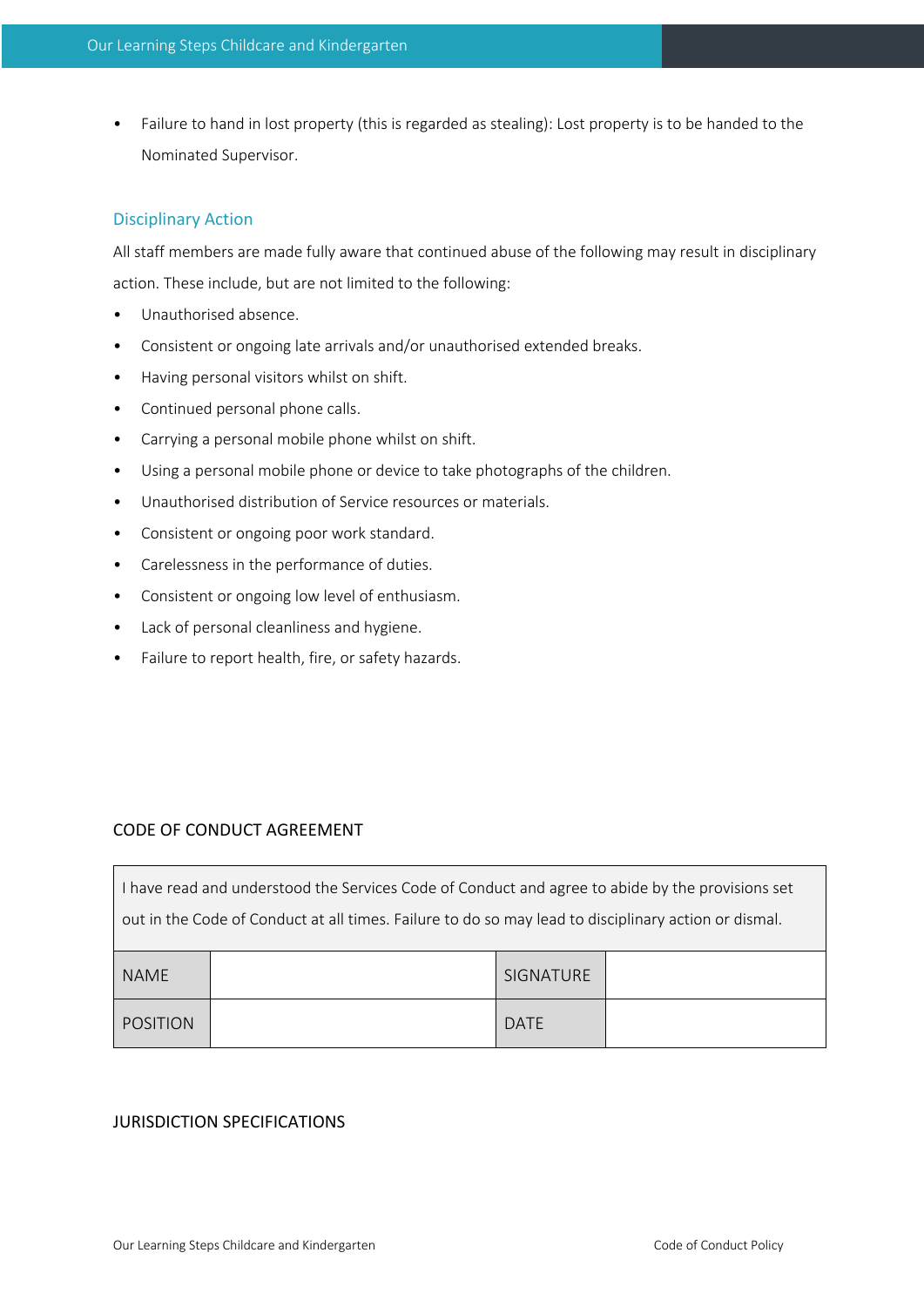- Failure to hand in lost property (this is regarded as stealing): Lost property is to be handed to the Nominated Supervisor.

## Disciplinary Action

All staff members are made fully aware that continued abuse of the following may result in disciplinary action. These include, but are not limited to the following:

- Unauthorised absence.
- Consistent or ongoing late arrivals and/or unauthorised extended breaks.
- Having personal visitors whilst on shift.
- Continued personal phone calls.
- Carrying a personal mobile phone whilst on shift.
- Using a personal mobile phone or device to take photographs of the children.
- Unauthorised distribution of Service resources or materials.
- Consistent or ongoing poor work standard.
- Carelessness in the performance of duties.
- Consistent or ongoing low level of enthusiasm.
- Lack of personal cleanliness and hygiene.
- Failure to report health, fire, or safety hazards.

## CODE OF CONDUCT AGREEMENT

| I have read and understood the Services Code of Conduct and agree to abide by the provisions set out in the Code of Conduct at all times. Failure to do so may lead to disciplinary action or dismal. | | | |
|---|---|---|---|
| NAME | | SIGNATURE | |
| POSITION | | DATE | |

## JURISDICTION SPECIFICATIONS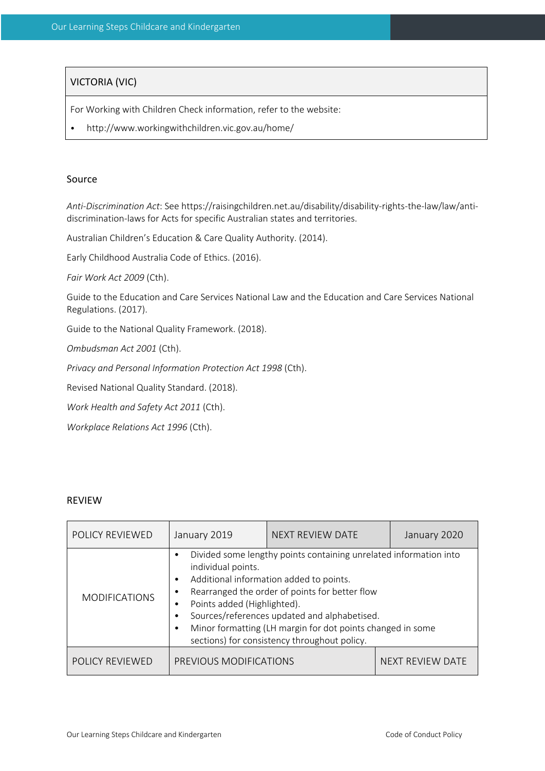| VICTORIA (VIC) |
| --- |
| For Working with Children Check information, refer to the website:<br>• http://www.workingwithchildren.vic.gov.au/home/ |

## Source

*Anti-Discrimination Act*: See https://raisingchildren.net.au/disability/disability-rights-the-law/law/anti-discrimination-laws for Acts for specific Australian states and territories.

Australian Children's Education & Care Quality Authority. (2014).

Early Childhood Australia Code of Ethics. (2016).

*Fair Work Act 2009* (Cth).

Guide to the Education and Care Services National Law and the Education and Care Services National Regulations. (2017).

Guide to the National Quality Framework. (2018).

*Ombudsman Act 2001* (Cth).

*Privacy and Personal Information Protection Act 1998* (Cth).

Revised National Quality Standard. (2018).

*Work Health and Safety Act 2011* (Cth).

*Workplace Relations Act 1996* (Cth).

## REVIEW

| POLICY REVIEWED | January 2019 | NEXT REVIEW DATE | January 2020 |
| --- | --- | --- | --- |
| MODIFICATIONS | • Divided some lengthy points containing unrelated information into individual points.<br>• Additional information added to points.<br>• Rearranged the order of points for better flow<br>• Points added (Highlighted).<br>• Sources/references updated and alphabetised.<br>• Minor formatting (LH margin for dot points changed in some sections) for consistency throughout policy. | | |
| POLICY REVIEWED | PREVIOUS MODIFICATIONS | | NEXT REVIEW DATE |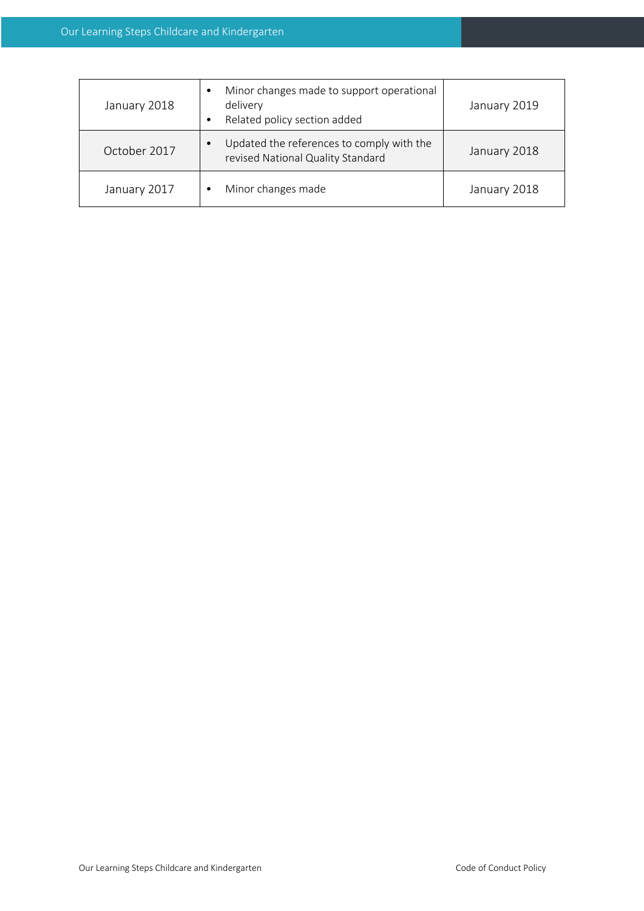| | | |
|---|---|---|
| January 2018 | • Minor changes made to support operational delivery<br>• Related policy section added | January 2019 |
| October 2017 | • Updated the references to comply with the revised National Quality Standard | January 2018 |
| January 2017 | • Minor changes made | January 2018 |